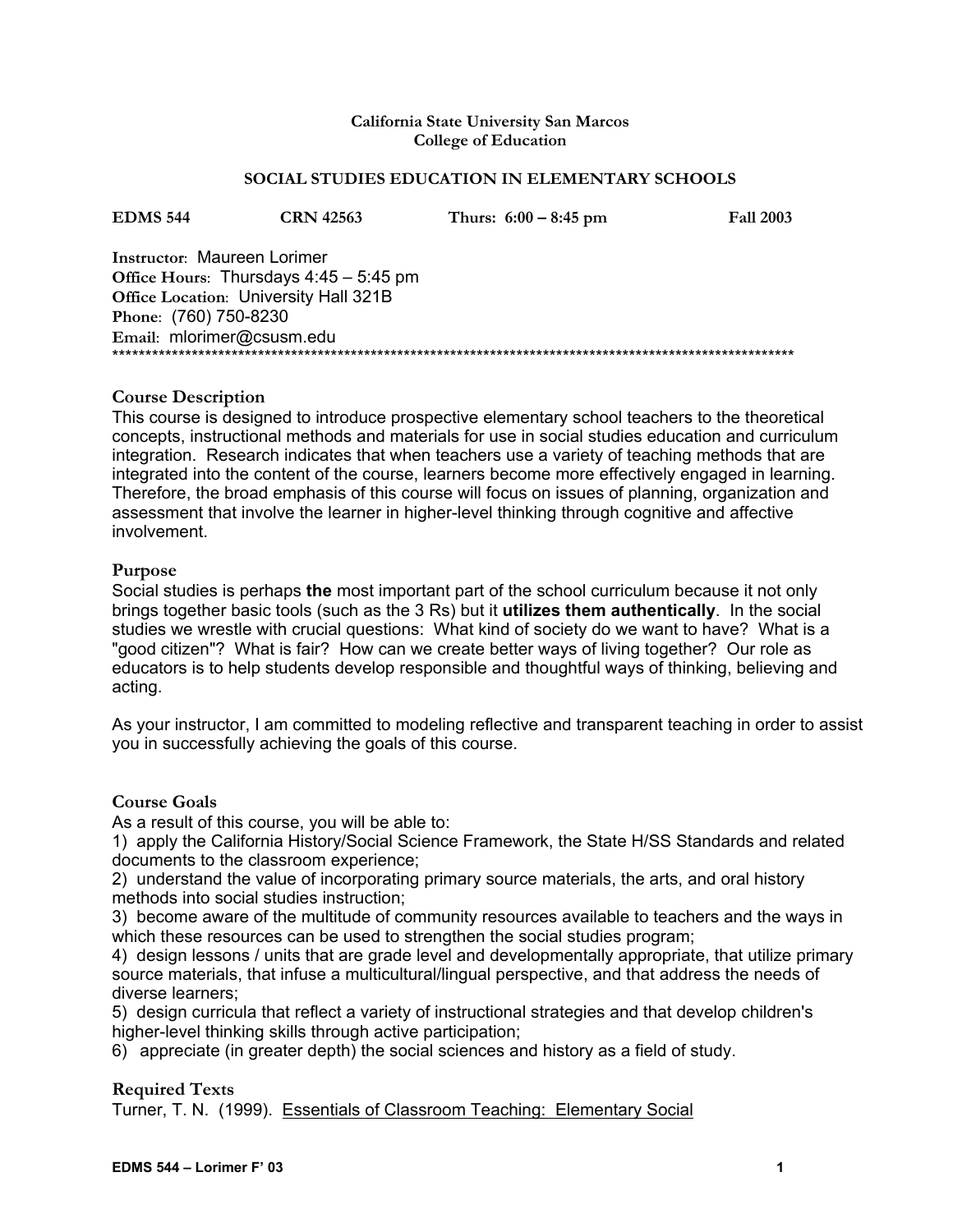**California State University San Marcos**
**College of Education**

# SOCIAL STUDIES EDUCATION IN ELEMENTARY SCHOOLS

**EDMS 544** **CRN 42563** **Thurs: 6:00 – 8:45 pm** **Fall 2003**

**Instructor**: Maureen Lorimer
**Office Hours**: Thursdays 4:45 – 5:45 pm
**Office Location**: University Hall 321B
**Phone**: (760) 750-8230
**Email**: mlorimer@csusm.edu

*******************************************************************************************************

## Course Description

This course is designed to introduce prospective elementary school teachers to the theoretical concepts, instructional methods and materials for use in social studies education and curriculum integration. Research indicates that when teachers use a variety of teaching methods that are integrated into the content of the course, learners become more effectively engaged in learning. Therefore, the broad emphasis of this course will focus on issues of planning, organization and assessment that involve the learner in higher-level thinking through cognitive and affective involvement.

## Purpose

Social studies is perhaps **the** most important part of the school curriculum because it not only brings together basic tools (such as the 3 Rs) but it **utilizes them authentically**. In the social studies we wrestle with crucial questions: What kind of society do we want to have? What is a "good citizen"? What is fair? How can we create better ways of living together? Our role as educators is to help students develop responsible and thoughtful ways of thinking, believing and acting.

As your instructor, I am committed to modeling reflective and transparent teaching in order to assist you in successfully achieving the goals of this course.

## Course Goals

As a result of this course, you will be able to:

1) apply the California History/Social Science Framework, the State H/SS Standards and related documents to the classroom experience;
2) understand the value of incorporating primary source materials, the arts, and oral history methods into social studies instruction;
3) become aware of the multitude of community resources available to teachers and the ways in which these resources can be used to strengthen the social studies program;
4) design lessons / units that are grade level and developmentally appropriate, that utilize primary source materials, that infuse a multicultural/lingual perspective, and that address the needs of diverse learners;
5) design curricula that reflect a variety of instructional strategies and that develop children's higher-level thinking skills through active participation;
6) appreciate (in greater depth) the social sciences and history as a field of study.

## Required Texts

Turner, T. N. (1999). <u>Essentials of Classroom Teaching: Elementary Social</u>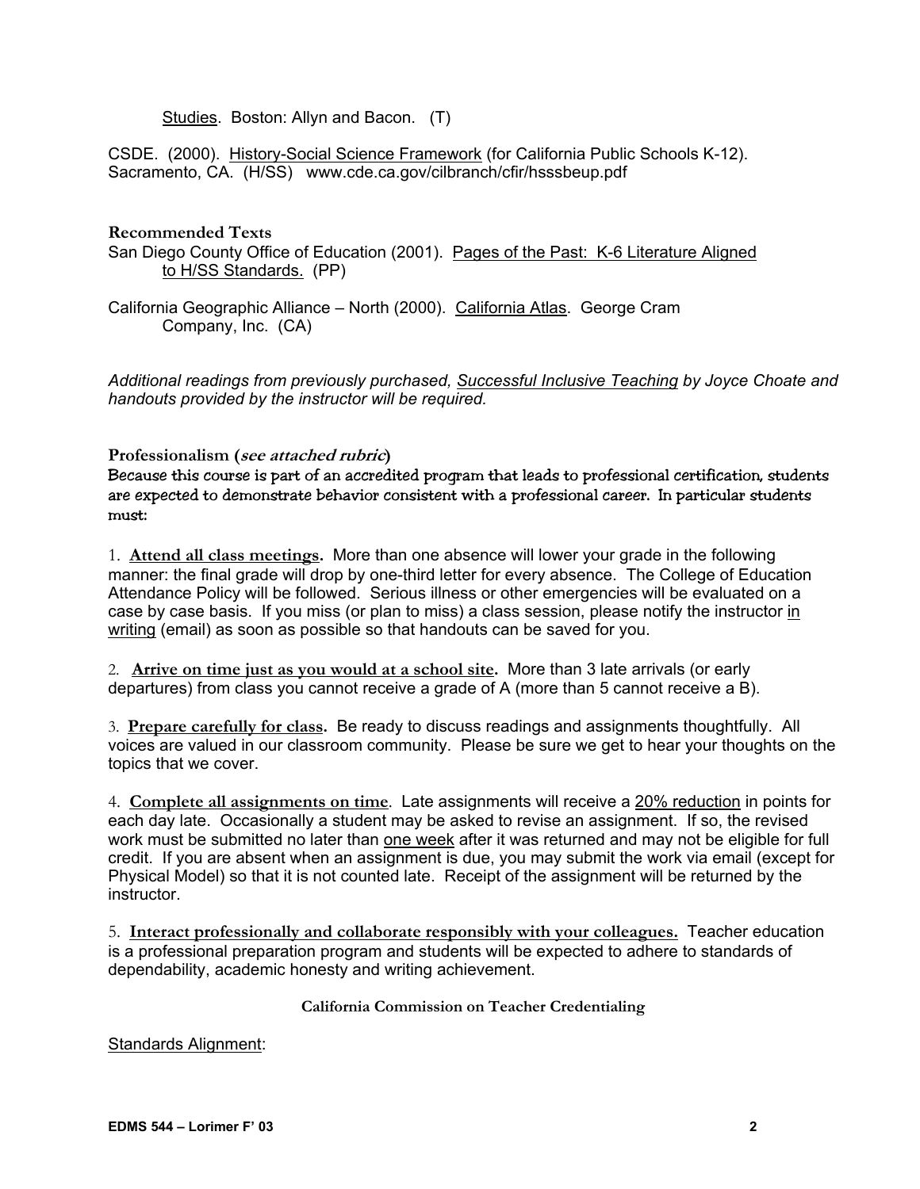Studies. Boston: Allyn and Bacon. (T)

CSDE. (2000). History-Social Science Framework (for California Public Schools K-12). Sacramento, CA. (H/SS) www.cde.ca.gov/cilbranch/cfir/hsssbeup.pdf

### Recommended Texts

San Diego County Office of Education (2001). Pages of the Past: K-6 Literature Aligned to H/SS Standards. (PP)

California Geographic Alliance – North (2000). California Atlas. George Cram Company, Inc. (CA)

*Additional readings from previously purchased, Successful Inclusive Teaching by Joyce Choate and handouts provided by the instructor will be required.*

### Professionalism (*see attached rubric*)

**Because this course is part of an accredited program that leads to professional certification, students are expected to demonstrate behavior consistent with a professional career. In particular students must:**

1. **Attend all class meetings.** More than one absence will lower your grade in the following manner: the final grade will drop by one-third letter for every absence. The College of Education Attendance Policy will be followed. Serious illness or other emergencies will be evaluated on a case by case basis. If you miss (or plan to miss) a class session, please notify the instructor in writing (email) as soon as possible so that handouts can be saved for you.

2. **Arrive on time just as you would at a school site.** More than 3 late arrivals (or early departures) from class you cannot receive a grade of A (more than 5 cannot receive a B).

3. **Prepare carefully for class.** Be ready to discuss readings and assignments thoughtfully. All voices are valued in our classroom community. Please be sure we get to hear your thoughts on the topics that we cover.

4. **Complete all assignments on time**. Late assignments will receive a 20% reduction in points for each day late. Occasionally a student may be asked to revise an assignment. If so, the revised work must be submitted no later than one week after it was returned and may not be eligible for full credit. If you are absent when an assignment is due, you may submit the work via email (except for Physical Model) so that it is not counted late. Receipt of the assignment will be returned by the instructor.

5. **Interact professionally and collaborate responsibly with your colleagues.** Teacher education is a professional preparation program and students will be expected to adhere to standards of dependability, academic honesty and writing achievement.

### California Commission on Teacher Credentialing

Standards Alignment: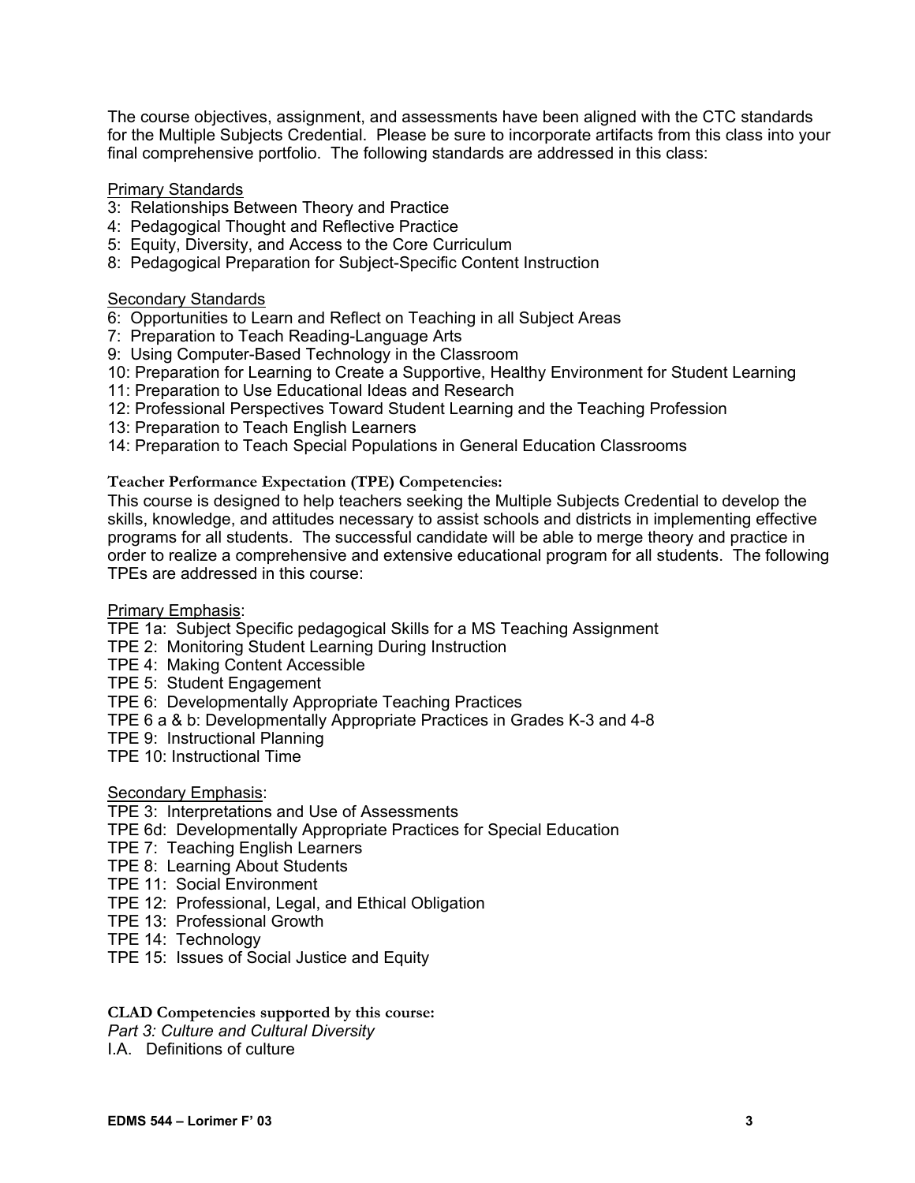The course objectives, assignment, and assessments have been aligned with the CTC standards for the Multiple Subjects Credential. Please be sure to incorporate artifacts from this class into your final comprehensive portfolio. The following standards are addressed in this class:

Primary Standards

3: Relationships Between Theory and Practice
4: Pedagogical Thought and Reflective Practice
5: Equity, Diversity, and Access to the Core Curriculum
8: Pedagogical Preparation for Subject-Specific Content Instruction

Secondary Standards

6: Opportunities to Learn and Reflect on Teaching in all Subject Areas
7: Preparation to Teach Reading-Language Arts
9: Using Computer-Based Technology in the Classroom
10: Preparation for Learning to Create a Supportive, Healthy Environment for Student Learning
11: Preparation to Use Educational Ideas and Research
12: Professional Perspectives Toward Student Learning and the Teaching Profession
13: Preparation to Teach English Learners
14: Preparation to Teach Special Populations in General Education Classrooms

**Teacher Performance Expectation (TPE) Competencies:**

This course is designed to help teachers seeking the Multiple Subjects Credential to develop the skills, knowledge, and attitudes necessary to assist schools and districts in implementing effective programs for all students. The successful candidate will be able to merge theory and practice in order to realize a comprehensive and extensive educational program for all students. The following TPEs are addressed in this course:

Primary Emphasis:

TPE 1a: Subject Specific pedagogical Skills for a MS Teaching Assignment
TPE 2: Monitoring Student Learning During Instruction
TPE 4: Making Content Accessible
TPE 5: Student Engagement
TPE 6: Developmentally Appropriate Teaching Practices
TPE 6 a & b: Developmentally Appropriate Practices in Grades K-3 and 4-8
TPE 9: Instructional Planning
TPE 10: Instructional Time

Secondary Emphasis:

TPE 3: Interpretations and Use of Assessments
TPE 6d: Developmentally Appropriate Practices for Special Education
TPE 7: Teaching English Learners
TPE 8: Learning About Students
TPE 11: Social Environment
TPE 12: Professional, Legal, and Ethical Obligation
TPE 13: Professional Growth
TPE 14: Technology
TPE 15: Issues of Social Justice and Equity

**CLAD Competencies supported by this course:**

*Part 3: Culture and Cultural Diversity*

I.A. Definitions of culture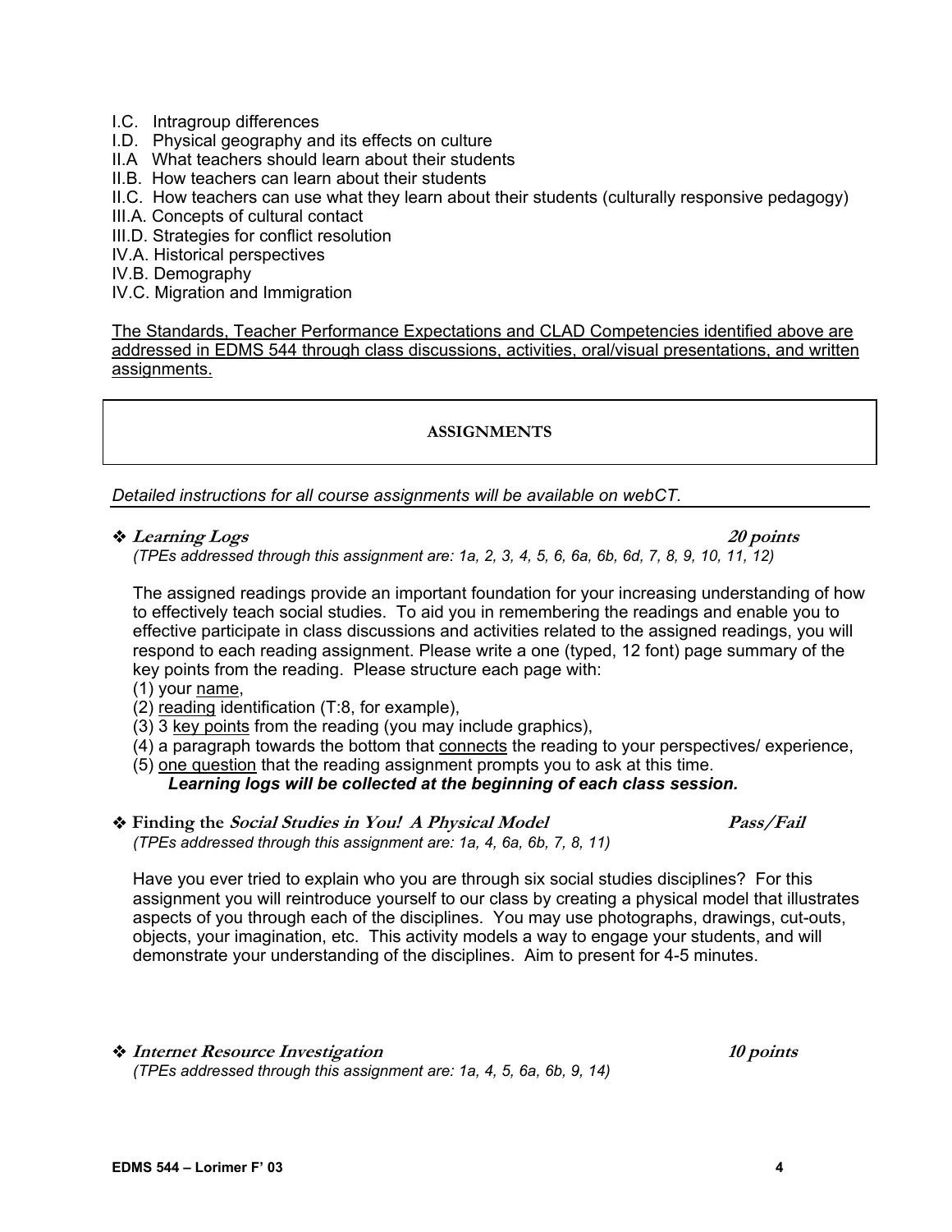I.C. Intragroup differences
I.D. Physical geography and its effects on culture
II.A What teachers should learn about their students
II.B. How teachers can learn about their students
II.C. How teachers can use what they learn about their students (culturally responsive pedagogy)
III.A. Concepts of cultural contact
III.D. Strategies for conflict resolution
IV.A. Historical perspectives
IV.B. Demography
IV.C. Migration and Immigration

<u>The Standards, Teacher Performance Expectations and CLAD Competencies identified above are addressed in EDMS 544 through class discussions, activities, oral/visual presentations, and written assignments.</u>

## ASSIGNMENTS

*Detailed instructions for all course assignments will be available on webCT.*

❖ ***Learning Logs*** **20 points**
*(TPEs addressed through this assignment are: 1a, 2, 3, 4, 5, 6, 6a, 6b, 6d, 7, 8, 9, 10, 11, 12)*

The assigned readings provide an important foundation for your increasing understanding of how to effectively teach social studies. To aid you in remembering the readings and enable you to effective participate in class discussions and activities related to the assigned readings, you will respond to each reading assignment. Please write a one (typed, 12 font) page summary of the key points from the reading. Please structure each page with:
(1) your <u>name</u>,
(2) <u>reading</u> identification (T:8, for example),
(3) 3 <u>key points</u> from the reading (you may include graphics),
(4) a paragraph towards the bottom that <u>connects</u> the reading to your perspectives/ experience,
(5) <u>one question</u> that the reading assignment prompts you to ask at this time.
***Learning logs will be collected at the beginning of each class session.***

❖ **Finding the *Social Studies in You! A Physical Model*** ***Pass/Fail***
*(TPEs addressed through this assignment are: 1a, 4, 6a, 6b, 7, 8, 11)*

Have you ever tried to explain who you are through six social studies disciplines? For this assignment you will reintroduce yourself to our class by creating a physical model that illustrates aspects of you through each of the disciplines. You may use photographs, drawings, cut-outs, objects, your imagination, etc. This activity models a way to engage your students, and will demonstrate your understanding of the disciplines. Aim to present for 4-5 minutes.

❖ ***Internet Resource Investigation*** ***10 points***
*(TPEs addressed through this assignment are: 1a, 4, 5, 6a, 6b, 9, 14)*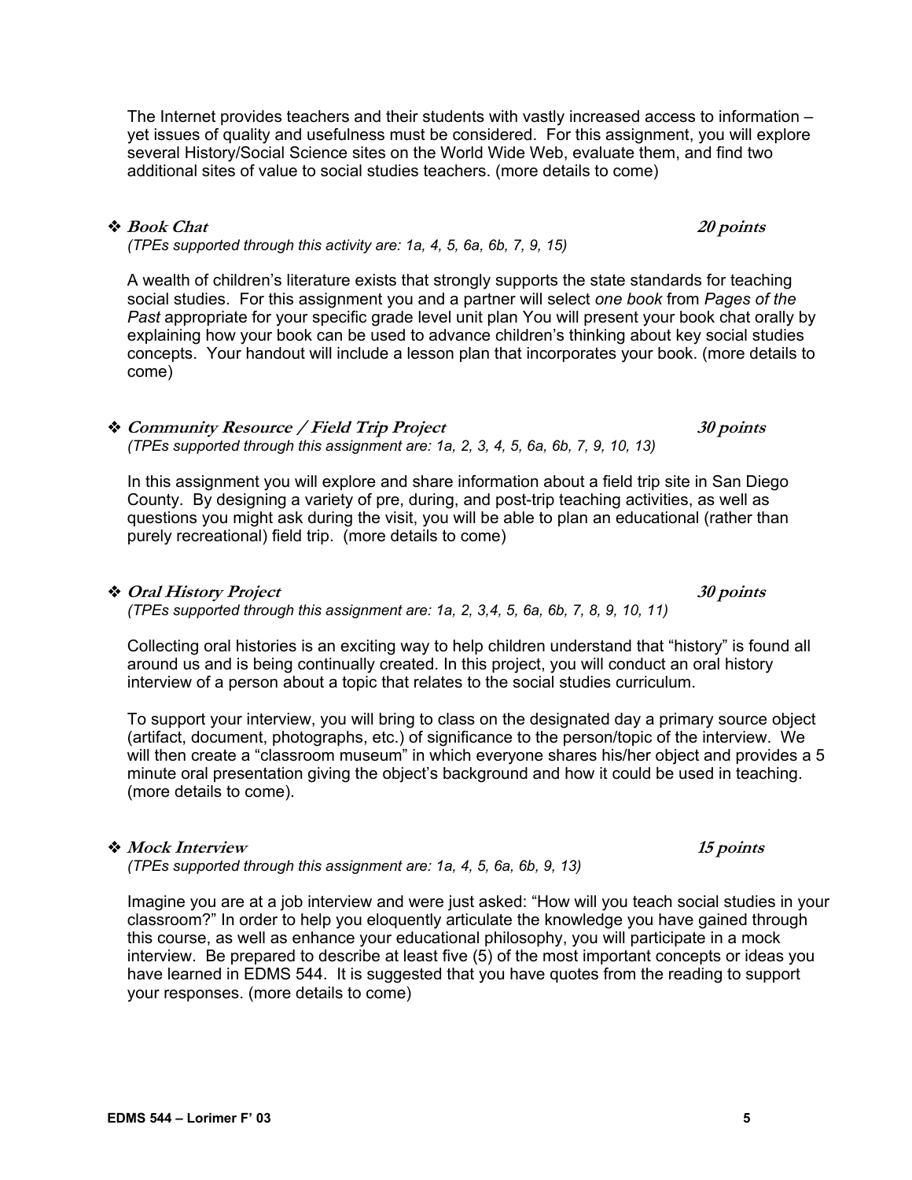The Internet provides teachers and their students with vastly increased access to information – yet issues of quality and usefulness must be considered. For this assignment, you will explore several History/Social Science sites on the World Wide Web, evaluate them, and find two additional sites of value to social studies teachers. (more details to come)

- ***Book Chat*** ***20 points***
  *(TPEs supported through this activity are: 1a, 4, 5, 6a, 6b, 7, 9, 15)*

  A wealth of children's literature exists that strongly supports the state standards for teaching social studies. For this assignment you and a partner will select *one book* from *Pages of the Past* appropriate for your specific grade level unit plan You will present your book chat orally by explaining how your book can be used to advance children's thinking about key social studies concepts. Your handout will include a lesson plan that incorporates your book. (more details to come)

- ***Community Resource / Field Trip Project*** ***30 points***
  *(TPEs supported through this assignment are: 1a, 2, 3, 4, 5, 6a, 6b, 7, 9, 10, 13)*

  In this assignment you will explore and share information about a field trip site in San Diego County. By designing a variety of pre, during, and post-trip teaching activities, as well as questions you might ask during the visit, you will be able to plan an educational (rather than purely recreational) field trip. (more details to come)

- ***Oral History Project*** ***30 points***
  *(TPEs supported through this assignment are: 1a, 2, 3,4, 5, 6a, 6b, 7, 8, 9, 10, 11)*

  Collecting oral histories is an exciting way to help children understand that "history" is found all around us and is being continually created. In this project, you will conduct an oral history interview of a person about a topic that relates to the social studies curriculum.

  To support your interview, you will bring to class on the designated day a primary source object (artifact, document, photographs, etc.) of significance to the person/topic of the interview. We will then create a "classroom museum" in which everyone shares his/her object and provides a 5 minute oral presentation giving the object's background and how it could be used in teaching. (more details to come).

- ***Mock Interview*** ***15 points***
  *(TPEs supported through this assignment are: 1a, 4, 5, 6a, 6b, 9, 13)*

  Imagine you are at a job interview and were just asked: "How will you teach social studies in your classroom?" In order to help you eloquently articulate the knowledge you have gained through this course, as well as enhance your educational philosophy, you will participate in a mock interview. Be prepared to describe at least five (5) of the most important concepts or ideas you have learned in EDMS 544. It is suggested that you have quotes from the reading to support your responses. (more details to come)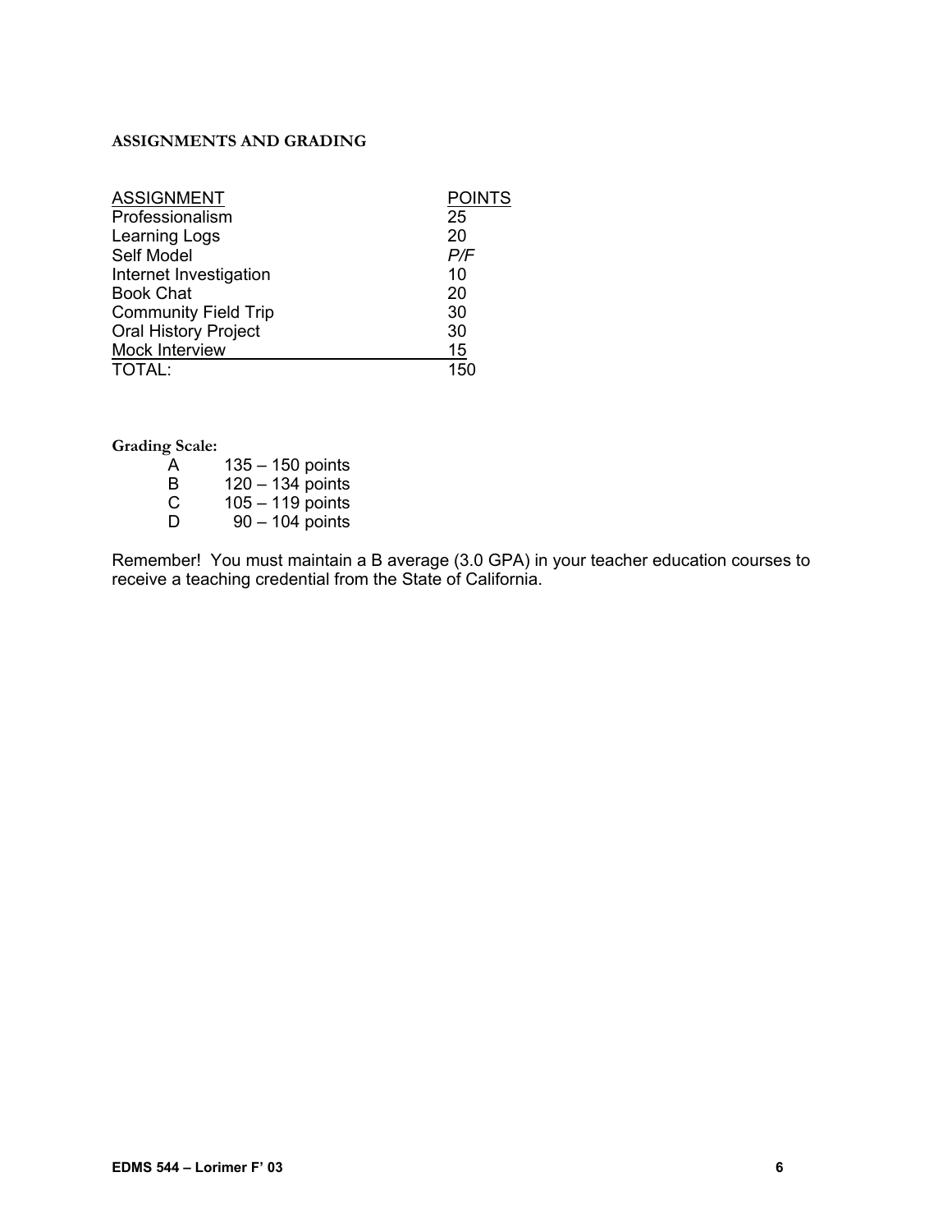**ASSIGNMENTS AND GRADING**

| ASSIGNMENT | POINTS |
|---|---|
| Professionalism | 25 |
| Learning Logs | 20 |
| Self Model | *P/F* |
| Internet Investigation | 10 |
| Book Chat | 20 |
| Community Field Trip | 30 |
| Oral History Project | 30 |
| Mock Interview | 15 |
| TOTAL: | 150 |

**Grading Scale:**

| | |
|---|---|
| A | 135 – 150 points |
| B | 120 – 134 points |
| C | 105 – 119 points |
| D | 90 – 104 points |

Remember! You must maintain a B average (3.0 GPA) in your teacher education courses to receive a teaching credential from the State of California.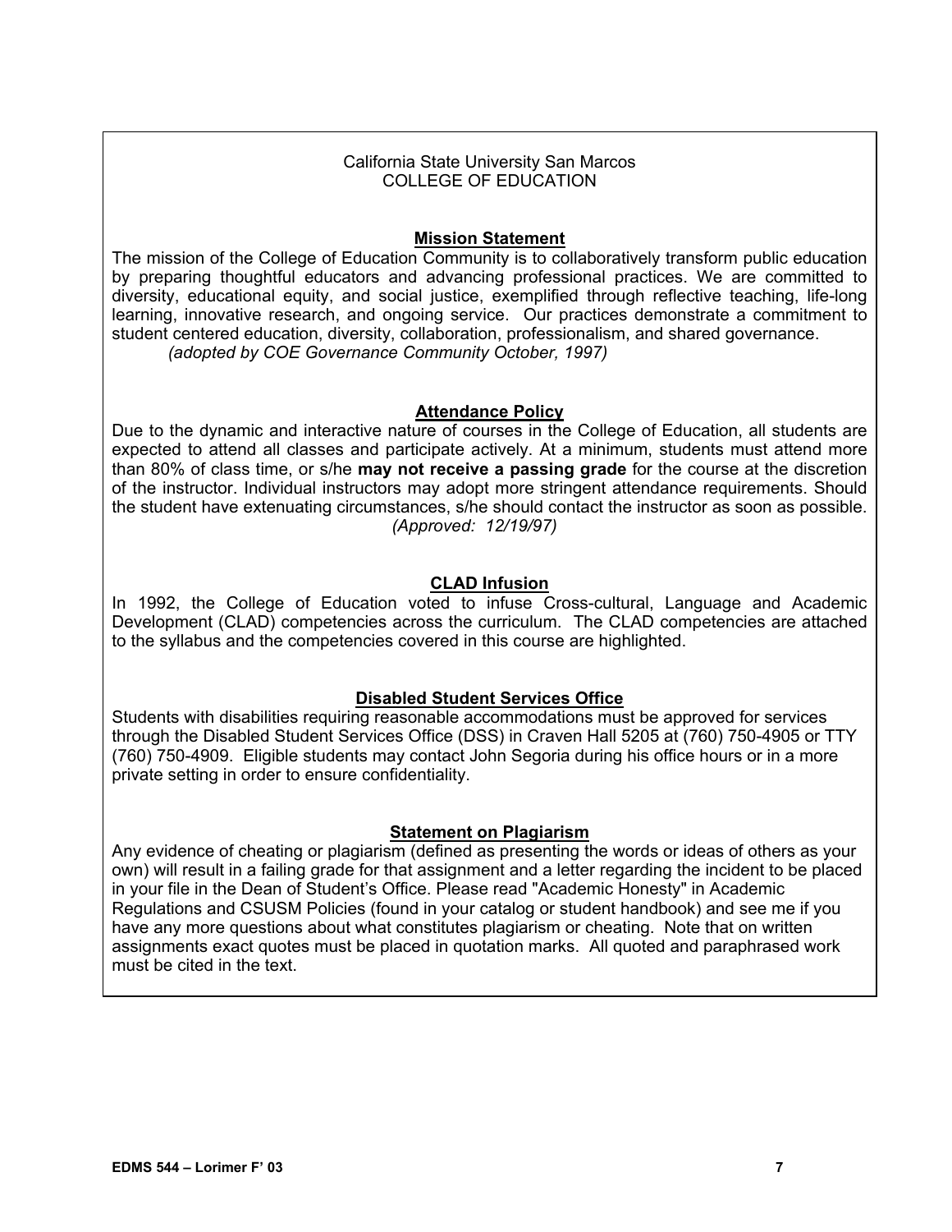California State University San Marcos
COLLEGE OF EDUCATION

## Mission Statement

The mission of the College of Education Community is to collaboratively transform public education by preparing thoughtful educators and advancing professional practices. We are committed to diversity, educational equity, and social justice, exemplified through reflective teaching, life-long learning, innovative research, and ongoing service. Our practices demonstrate a commitment to student centered education, diversity, collaboration, professionalism, and shared governance.
*(adopted by COE Governance Community October, 1997)*

## Attendance Policy

Due to the dynamic and interactive nature of courses in the College of Education, all students are expected to attend all classes and participate actively. At a minimum, students must attend more than 80% of class time, or s/he **may not receive a passing grade** for the course at the discretion of the instructor. Individual instructors may adopt more stringent attendance requirements. Should the student have extenuating circumstances, s/he should contact the instructor as soon as possible.
*(Approved: 12/19/97)*

## CLAD Infusion

In 1992, the College of Education voted to infuse Cross-cultural, Language and Academic Development (CLAD) competencies across the curriculum. The CLAD competencies are attached to the syllabus and the competencies covered in this course are highlighted.

## Disabled Student Services Office

Students with disabilities requiring reasonable accommodations must be approved for services through the Disabled Student Services Office (DSS) in Craven Hall 5205 at (760) 750-4905 or TTY (760) 750-4909. Eligible students may contact John Segoria during his office hours or in a more private setting in order to ensure confidentiality.

## Statement on Plagiarism

Any evidence of cheating or plagiarism (defined as presenting the words or ideas of others as your own) will result in a failing grade for that assignment and a letter regarding the incident to be placed in your file in the Dean of Student's Office. Please read "Academic Honesty" in Academic Regulations and CSUSM Policies (found in your catalog or student handbook) and see me if you have any more questions about what constitutes plagiarism or cheating. Note that on written assignments exact quotes must be placed in quotation marks. All quoted and paraphrased work must be cited in the text.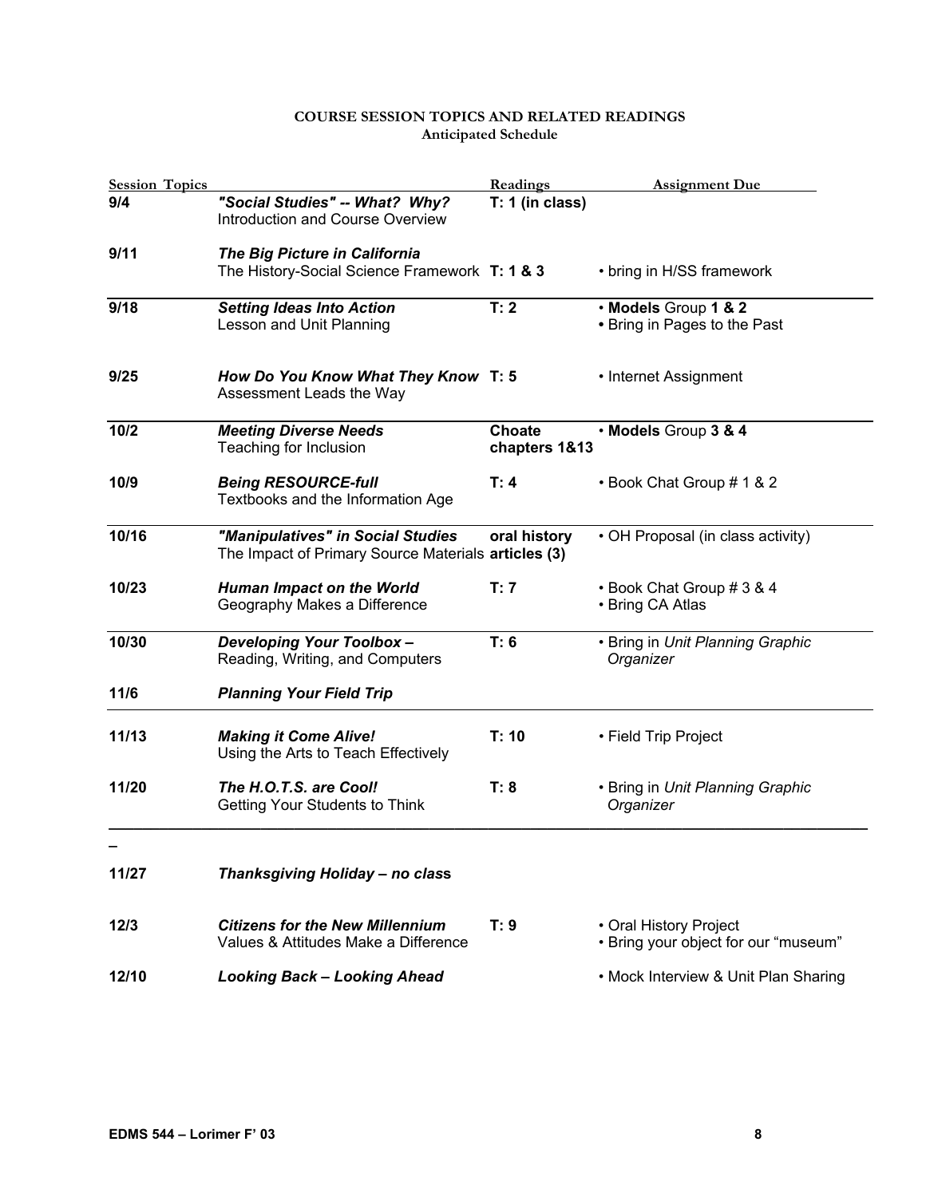**COURSE SESSION TOPICS AND RELATED READINGS**
**Anticipated Schedule**

| Session | Topics | Readings | Assignment Due |
|---|---|---|---|
| 9/4 | ***"Social Studies" -- What? Why?*** Introduction and Course Overview | **T: 1 (in class)** | |
| 9/11 | ***The Big Picture in California*** The History-Social Science Framework | **T: 1 & 3** | • bring in H/SS framework |
| 9/18 | ***Setting Ideas Into Action*** Lesson and Unit Planning | **T: 2** | • **Models** Group **1 & 2** • Bring in Pages to the Past |
| 9/25 | ***How Do You Know What They Know*** Assessment Leads the Way | **T: 5** | • Internet Assignment |
| 10/2 | ***Meeting Diverse Needs*** Teaching for Inclusion | **Choate chapters 1&13** | • **Models** Group **3 & 4** |
| 10/9 | ***Being RESOURCE-full*** Textbooks and the Information Age | **T: 4** | • Book Chat Group # 1 & 2 |
| 10/16 | ***"Manipulatives" in Social Studies*** The Impact of Primary Source Materials | **oral history articles (3)** | • OH Proposal (in class activity) |
| 10/23 | ***Human Impact on the World*** Geography Makes a Difference | **T: 7** | • Book Chat Group # 3 & 4 • Bring CA Atlas |
| 10/30 | ***Developing Your Toolbox –*** Reading, Writing, and Computers | **T: 6** | • Bring in *Unit Planning Graphic Organizer* |
| 11/6 | ***Planning Your Field Trip*** | | |
| 11/13 | ***Making it Come Alive!*** Using the Arts to Teach Effectively | **T: 10** | • Field Trip Project |
| 11/20 | ***The H.O.T.S. are Cool!*** Getting Your Students to Think | **T: 8** | • Bring in *Unit Planning Graphic Organizer* |
| 11/27 | ***Thanksgiving Holiday – no class*** | | |
| 12/3 | ***Citizens for the New Millennium*** Values & Attitudes Make a Difference | **T: 9** | • Oral History Project • Bring your object for our "museum" |
| 12/10 | ***Looking Back – Looking Ahead*** | | • Mock Interview & Unit Plan Sharing |